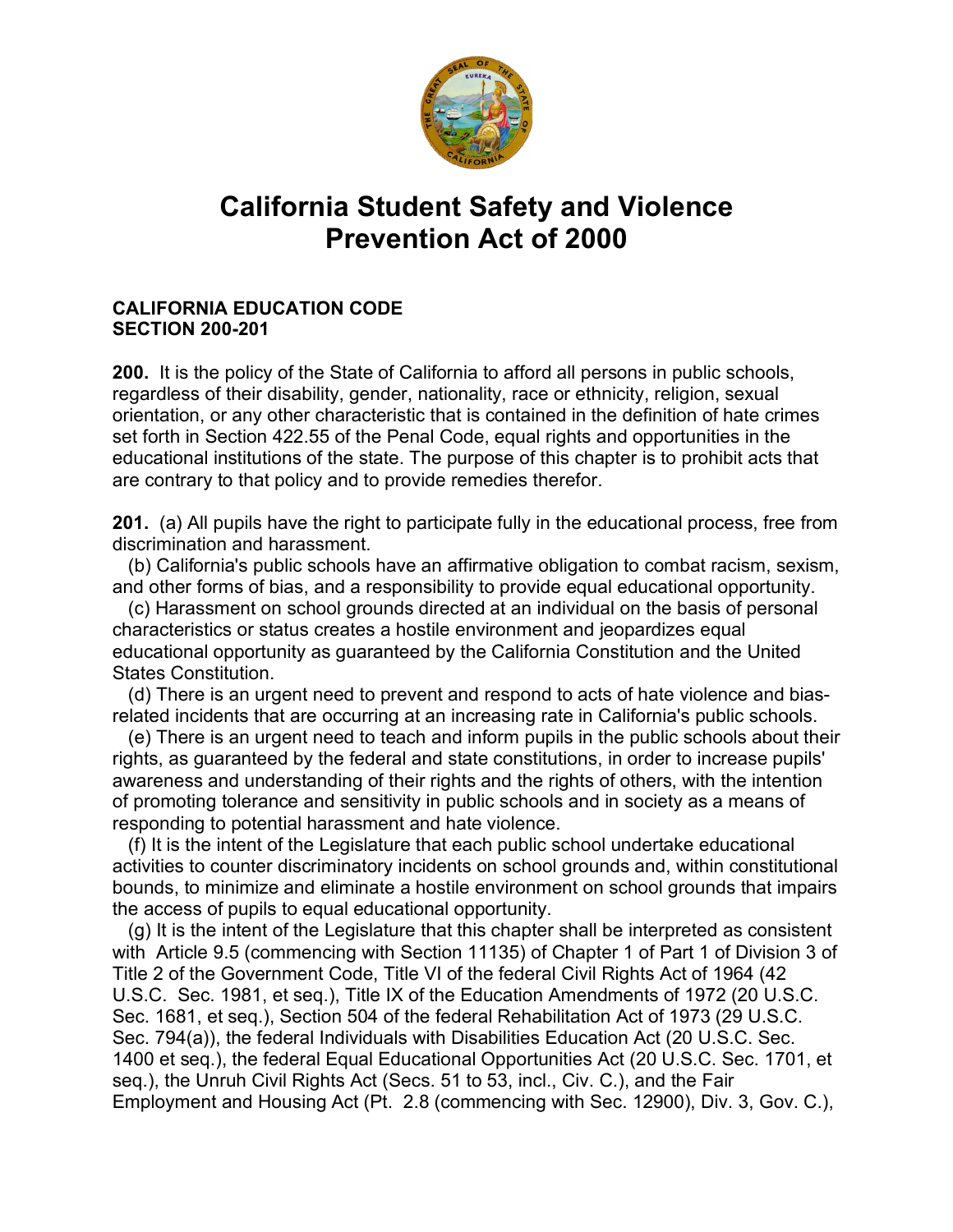# California Student Safety and Violence Prevention Act of 2000

**CALIFORNIA EDUCATION CODE**
**SECTION 200-201**

**200.** It is the policy of the State of California to afford all persons in public schools, regardless of their disability, gender, nationality, race or ethnicity, religion, sexual orientation, or any other characteristic that is contained in the definition of hate crimes set forth in Section 422.55 of the Penal Code, equal rights and opportunities in the educational institutions of the state. The purpose of this chapter is to prohibit acts that are contrary to that policy and to provide remedies therefor.

**201.** (a) All pupils have the right to participate fully in the educational process, free from discrimination and harassment.

(b) California's public schools have an affirmative obligation to combat racism, sexism, and other forms of bias, and a responsibility to provide equal educational opportunity.

(c) Harassment on school grounds directed at an individual on the basis of personal characteristics or status creates a hostile environment and jeopardizes equal educational opportunity as guaranteed by the California Constitution and the United States Constitution.

(d) There is an urgent need to prevent and respond to acts of hate violence and bias-related incidents that are occurring at an increasing rate in California's public schools.

(e) There is an urgent need to teach and inform pupils in the public schools about their rights, as guaranteed by the federal and state constitutions, in order to increase pupils' awareness and understanding of their rights and the rights of others, with the intention of promoting tolerance and sensitivity in public schools and in society as a means of responding to potential harassment and hate violence.

(f) It is the intent of the Legislature that each public school undertake educational activities to counter discriminatory incidents on school grounds and, within constitutional bounds, to minimize and eliminate a hostile environment on school grounds that impairs the access of pupils to equal educational opportunity.

(g) It is the intent of the Legislature that this chapter shall be interpreted as consistent with Article 9.5 (commencing with Section 11135) of Chapter 1 of Part 1 of Division 3 of Title 2 of the Government Code, Title VI of the federal Civil Rights Act of 1964 (42 U.S.C. Sec. 1981, et seq.), Title IX of the Education Amendments of 1972 (20 U.S.C. Sec. 1681, et seq.), Section 504 of the federal Rehabilitation Act of 1973 (29 U.S.C. Sec. 794(a)), the federal Individuals with Disabilities Education Act (20 U.S.C. Sec. 1400 et seq.), the federal Equal Educational Opportunities Act (20 U.S.C. Sec. 1701, et seq.), the Unruh Civil Rights Act (Secs. 51 to 53, incl., Civ. C.), and the Fair Employment and Housing Act (Pt. 2.8 (commencing with Sec. 12900), Div. 3, Gov. C.),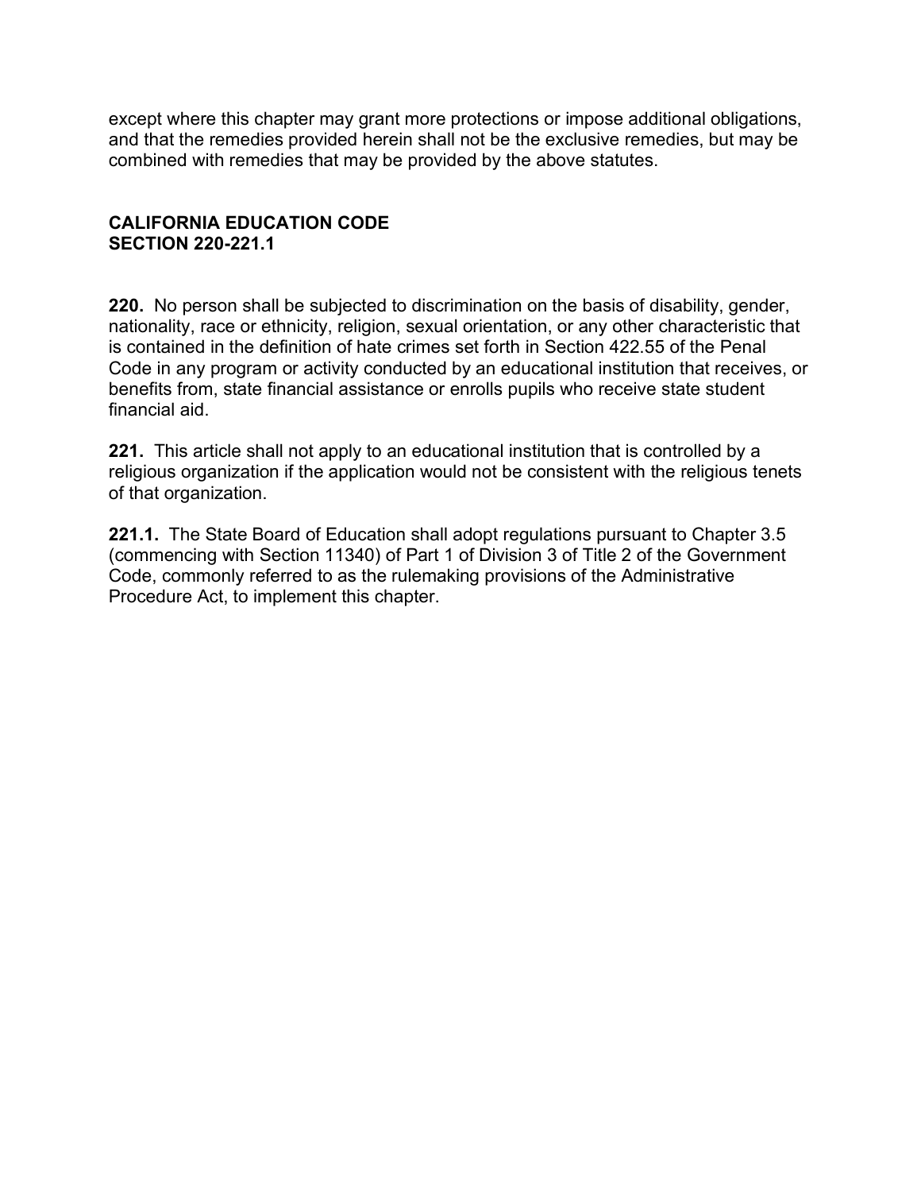except where this chapter may grant more protections or impose additional obligations, and that the remedies provided herein shall not be the exclusive remedies, but may be combined with remedies that may be provided by the above statutes.

## CALIFORNIA EDUCATION CODE
## SECTION 220-221.1

**220.** No person shall be subjected to discrimination on the basis of disability, gender, nationality, race or ethnicity, religion, sexual orientation, or any other characteristic that is contained in the definition of hate crimes set forth in Section 422.55 of the Penal Code in any program or activity conducted by an educational institution that receives, or benefits from, state financial assistance or enrolls pupils who receive state student financial aid.

**221.** This article shall not apply to an educational institution that is controlled by a religious organization if the application would not be consistent with the religious tenets of that organization.

**221.1.** The State Board of Education shall adopt regulations pursuant to Chapter 3.5 (commencing with Section 11340) of Part 1 of Division 3 of Title 2 of the Government Code, commonly referred to as the rulemaking provisions of the Administrative Procedure Act, to implement this chapter.